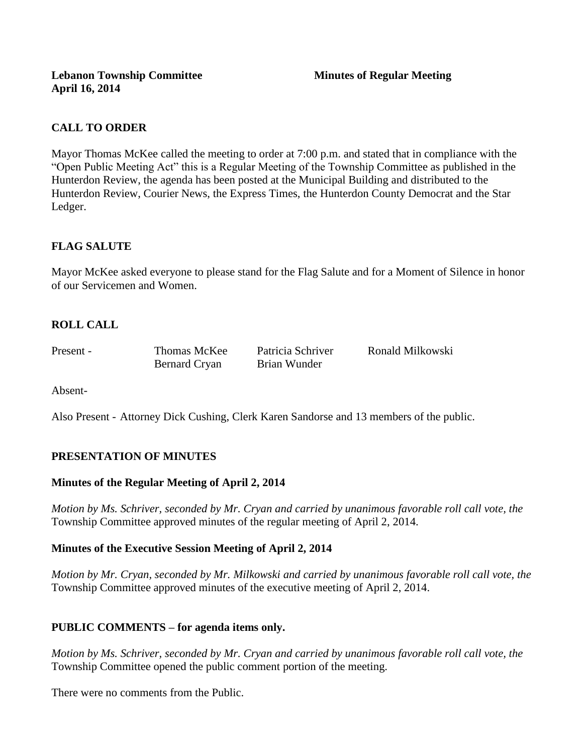**Lebanon Township Committee** **Minutes of Regular Meeting**
**April 16, 2014**

## CALL TO ORDER

Mayor Thomas McKee called the meeting to order at 7:00 p.m. and stated that in compliance with the "Open Public Meeting Act" this is a Regular Meeting of the Township Committee as published in the Hunterdon Review, the agenda has been posted at the Municipal Building and distributed to the Hunterdon Review, Courier News, the Express Times, the Hunterdon County Democrat and the Star Ledger.

## FLAG SALUTE

Mayor McKee asked everyone to please stand for the Flag Salute and for a Moment of Silence in honor of our Servicemen and Women.

## ROLL CALL

| Present - | Thomas McKee | Patricia Schriver | Ronald Milkowski |
|---|---|---|---|
| | Bernard Cryan | Brian Wunder | |

Absent-

Also Present - Attorney Dick Cushing, Clerk Karen Sandorse and 13 members of the public.

## PRESENTATION OF MINUTES

### Minutes of the Regular Meeting of April 2, 2014

*Motion by Ms. Schriver, seconded by Mr. Cryan and carried by unanimous favorable roll call vote, the* Township Committee approved minutes of the regular meeting of April 2, 2014.

### Minutes of the Executive Session Meeting of April 2, 2014

*Motion by Mr. Cryan, seconded by Mr. Milkowski and carried by unanimous favorable roll call vote, the* Township Committee approved minutes of the executive meeting of April 2, 2014.

## PUBLIC COMMENTS – for agenda items only.

*Motion by Ms. Schriver, seconded by Mr. Cryan and carried by unanimous favorable roll call vote, the* Township Committee opened the public comment portion of the meeting.

There were no comments from the Public.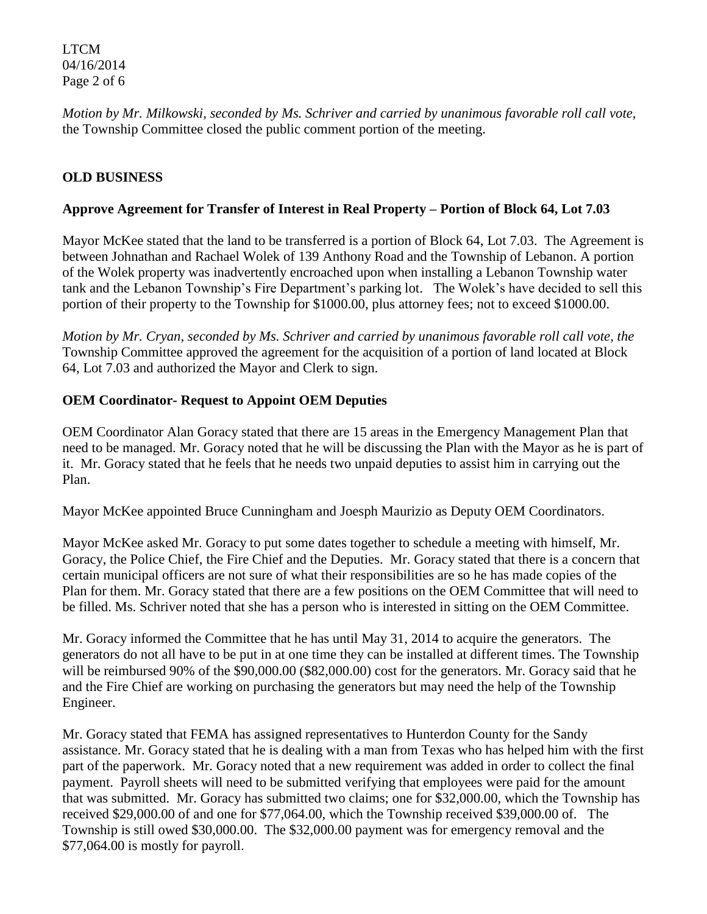*Motion by Mr. Milkowski, seconded by Ms. Schriver and carried by unanimous favorable roll call vote,* the Township Committee closed the public comment portion of the meeting.

**OLD BUSINESS**

**Approve Agreement for Transfer of Interest in Real Property – Portion of Block 64, Lot 7.03**

Mayor McKee stated that the land to be transferred is a portion of Block 64, Lot 7.03. The Agreement is between Johnathan and Rachael Wolek of 139 Anthony Road and the Township of Lebanon. A portion of the Wolek property was inadvertently encroached upon when installing a Lebanon Township water tank and the Lebanon Township's Fire Department's parking lot. The Wolek's have decided to sell this portion of their property to the Township for $1000.00, plus attorney fees; not to exceed $1000.00.

*Motion by Mr. Cryan, seconded by Ms. Schriver and carried by unanimous favorable roll call vote, the* Township Committee approved the agreement for the acquisition of a portion of land located at Block 64, Lot 7.03 and authorized the Mayor and Clerk to sign.

**OEM Coordinator- Request to Appoint OEM Deputies**

OEM Coordinator Alan Goracy stated that there are 15 areas in the Emergency Management Plan that need to be managed. Mr. Goracy noted that he will be discussing the Plan with the Mayor as he is part of it. Mr. Goracy stated that he feels that he needs two unpaid deputies to assist him in carrying out the Plan.

Mayor McKee appointed Bruce Cunningham and Joesph Maurizio as Deputy OEM Coordinators.

Mayor McKee asked Mr. Goracy to put some dates together to schedule a meeting with himself, Mr. Goracy, the Police Chief, the Fire Chief and the Deputies. Mr. Goracy stated that there is a concern that certain municipal officers are not sure of what their responsibilities are so he has made copies of the Plan for them. Mr. Goracy stated that there are a few positions on the OEM Committee that will need to be filled. Ms. Schriver noted that she has a person who is interested in sitting on the OEM Committee.

Mr. Goracy informed the Committee that he has until May 31, 2014 to acquire the generators. The generators do not all have to be put in at one time they can be installed at different times. The Township will be reimbursed 90% of the $90,000.00 ($82,000.00) cost for the generators. Mr. Goracy said that he and the Fire Chief are working on purchasing the generators but may need the help of the Township Engineer.

Mr. Goracy stated that FEMA has assigned representatives to Hunterdon County for the Sandy assistance. Mr. Goracy stated that he is dealing with a man from Texas who has helped him with the first part of the paperwork. Mr. Goracy noted that a new requirement was added in order to collect the final payment. Payroll sheets will need to be submitted verifying that employees were paid for the amount that was submitted. Mr. Goracy has submitted two claims; one for $32,000.00, which the Township has received $29,000.00 of and one for $77,064.00, which the Township received $39,000.00 of. The Township is still owed $30,000.00. The $32,000.00 payment was for emergency removal and the $77,064.00 is mostly for payroll.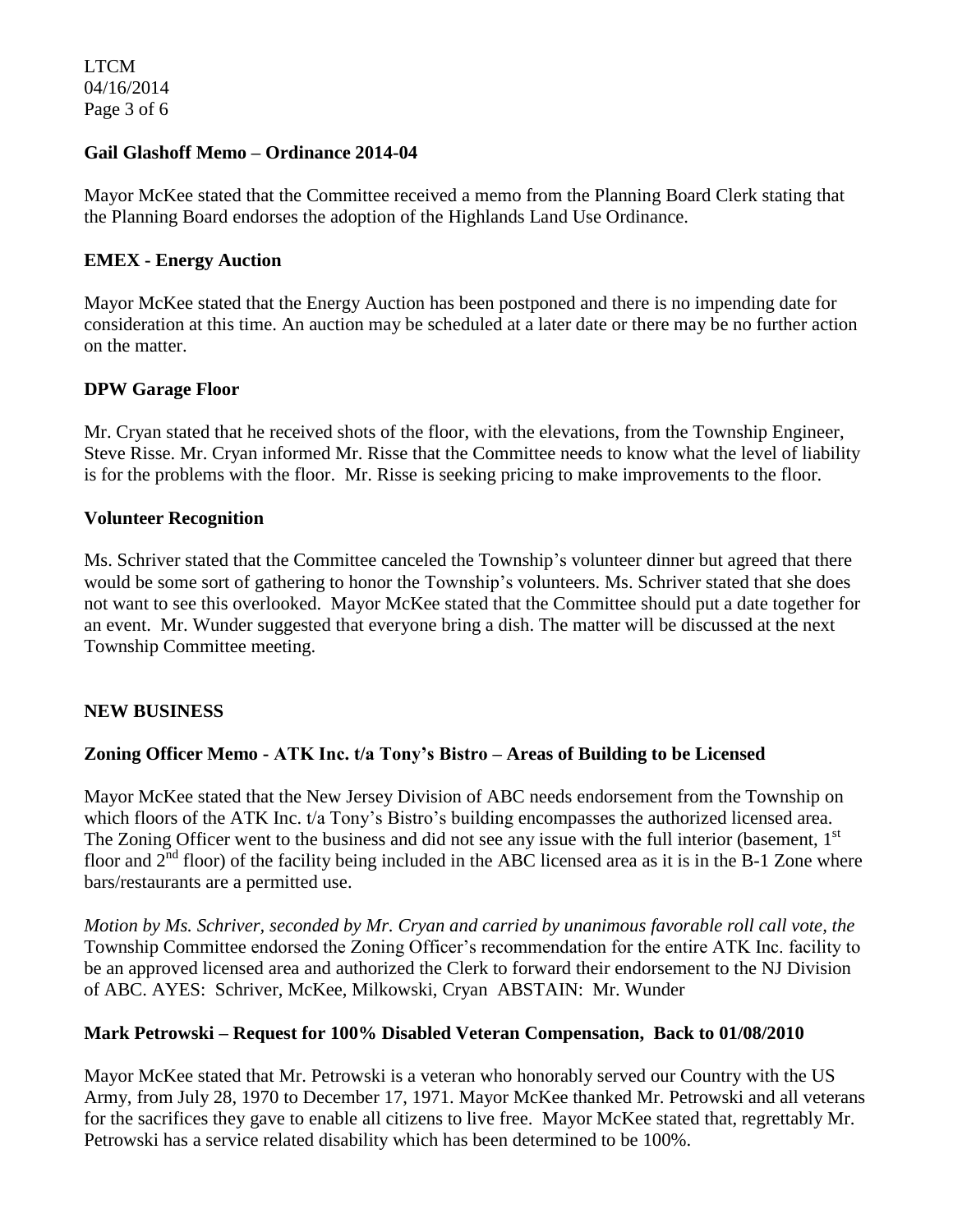**Gail Glashoff Memo – Ordinance 2014-04**

Mayor McKee stated that the Committee received a memo from the Planning Board Clerk stating that the Planning Board endorses the adoption of the Highlands Land Use Ordinance.

**EMEX - Energy Auction**

Mayor McKee stated that the Energy Auction has been postponed and there is no impending date for consideration at this time. An auction may be scheduled at a later date or there may be no further action on the matter.

**DPW Garage Floor**

Mr. Cryan stated that he received shots of the floor, with the elevations, from the Township Engineer, Steve Risse. Mr. Cryan informed Mr. Risse that the Committee needs to know what the level of liability is for the problems with the floor. Mr. Risse is seeking pricing to make improvements to the floor.

**Volunteer Recognition**

Ms. Schriver stated that the Committee canceled the Township's volunteer dinner but agreed that there would be some sort of gathering to honor the Township's volunteers. Ms. Schriver stated that she does not want to see this overlooked. Mayor McKee stated that the Committee should put a date together for an event. Mr. Wunder suggested that everyone bring a dish. The matter will be discussed at the next Township Committee meeting.

**NEW BUSINESS**

**Zoning Officer Memo - ATK Inc. t/a Tony's Bistro – Areas of Building to be Licensed**

Mayor McKee stated that the New Jersey Division of ABC needs endorsement from the Township on which floors of the ATK Inc. t/a Tony's Bistro's building encompasses the authorized licensed area. The Zoning Officer went to the business and did not see any issue with the full interior (basement, 1st floor and 2nd floor) of the facility being included in the ABC licensed area as it is in the B-1 Zone where bars/restaurants are a permitted use.

*Motion by Ms. Schriver, seconded by Mr. Cryan and carried by unanimous favorable roll call vote, the* Township Committee endorsed the Zoning Officer's recommendation for the entire ATK Inc. facility to be an approved licensed area and authorized the Clerk to forward their endorsement to the NJ Division of ABC. AYES: Schriver, McKee, Milkowski, Cryan ABSTAIN: Mr. Wunder

**Mark Petrowski – Request for 100% Disabled Veteran Compensation, Back to 01/08/2010**

Mayor McKee stated that Mr. Petrowski is a veteran who honorably served our Country with the US Army, from July 28, 1970 to December 17, 1971. Mayor McKee thanked Mr. Petrowski and all veterans for the sacrifices they gave to enable all citizens to live free. Mayor McKee stated that, regrettably Mr. Petrowski has a service related disability which has been determined to be 100%.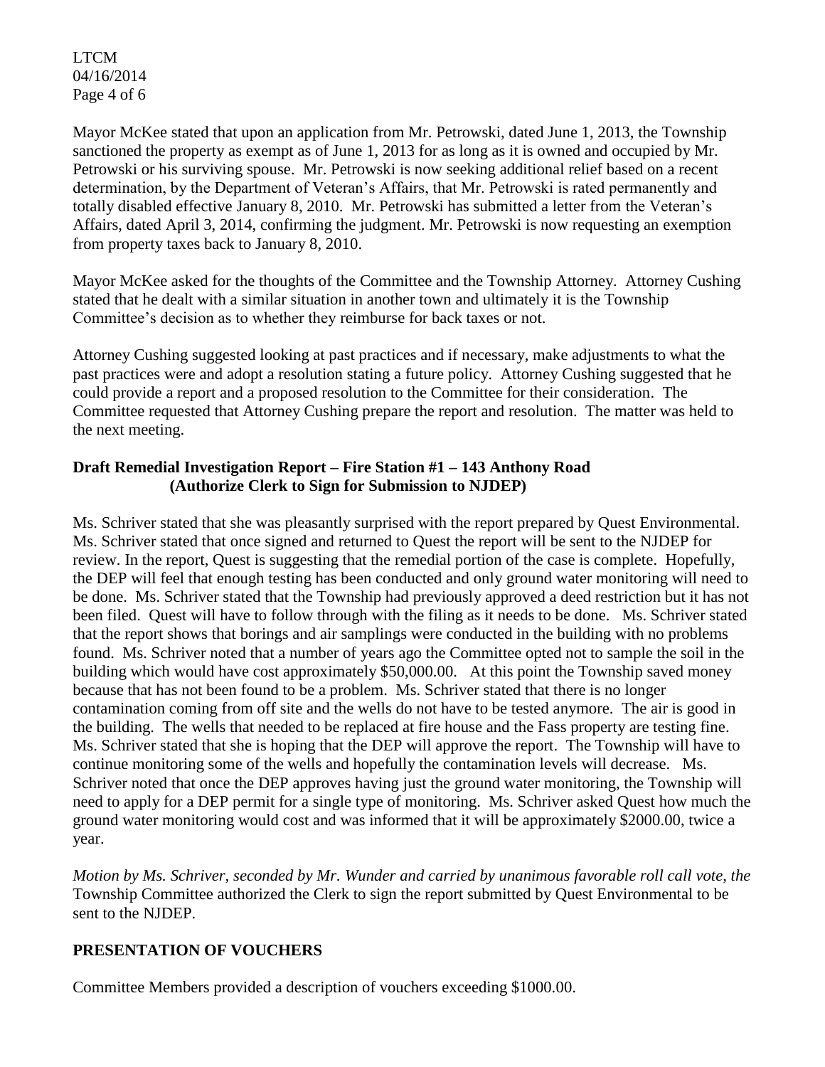Mayor McKee stated that upon an application from Mr. Petrowski, dated June 1, 2013, the Township sanctioned the property as exempt as of June 1, 2013 for as long as it is owned and occupied by Mr. Petrowski or his surviving spouse. Mr. Petrowski is now seeking additional relief based on a recent determination, by the Department of Veteran's Affairs, that Mr. Petrowski is rated permanently and totally disabled effective January 8, 2010. Mr. Petrowski has submitted a letter from the Veteran's Affairs, dated April 3, 2014, confirming the judgment. Mr. Petrowski is now requesting an exemption from property taxes back to January 8, 2010.

Mayor McKee asked for the thoughts of the Committee and the Township Attorney. Attorney Cushing stated that he dealt with a similar situation in another town and ultimately it is the Township Committee's decision as to whether they reimburse for back taxes or not.

Attorney Cushing suggested looking at past practices and if necessary, make adjustments to what the past practices were and adopt a resolution stating a future policy. Attorney Cushing suggested that he could provide a report and a proposed resolution to the Committee for their consideration. The Committee requested that Attorney Cushing prepare the report and resolution. The matter was held to the next meeting.

**Draft Remedial Investigation Report – Fire Station #1 – 143 Anthony Road (Authorize Clerk to Sign for Submission to NJDEP)**

Ms. Schriver stated that she was pleasantly surprised with the report prepared by Quest Environmental. Ms. Schriver stated that once signed and returned to Quest the report will be sent to the NJDEP for review. In the report, Quest is suggesting that the remedial portion of the case is complete. Hopefully, the DEP will feel that enough testing has been conducted and only ground water monitoring will need to be done. Ms. Schriver stated that the Township had previously approved a deed restriction but it has not been filed. Quest will have to follow through with the filing as it needs to be done. Ms. Schriver stated that the report shows that borings and air samplings were conducted in the building with no problems found. Ms. Schriver noted that a number of years ago the Committee opted not to sample the soil in the building which would have cost approximately $50,000.00. At this point the Township saved money because that has not been found to be a problem. Ms. Schriver stated that there is no longer contamination coming from off site and the wells do not have to be tested anymore. The air is good in the building. The wells that needed to be replaced at fire house and the Fass property are testing fine. Ms. Schriver stated that she is hoping that the DEP will approve the report. The Township will have to continue monitoring some of the wells and hopefully the contamination levels will decrease. Ms. Schriver noted that once the DEP approves having just the ground water monitoring, the Township will need to apply for a DEP permit for a single type of monitoring. Ms. Schriver asked Quest how much the ground water monitoring would cost and was informed that it will be approximately $2000.00, twice a year.

*Motion by Ms. Schriver, seconded by Mr. Wunder and carried by unanimous favorable roll call vote, the* Township Committee authorized the Clerk to sign the report submitted by Quest Environmental to be sent to the NJDEP.

**PRESENTATION OF VOUCHERS**

Committee Members provided a description of vouchers exceeding $1000.00.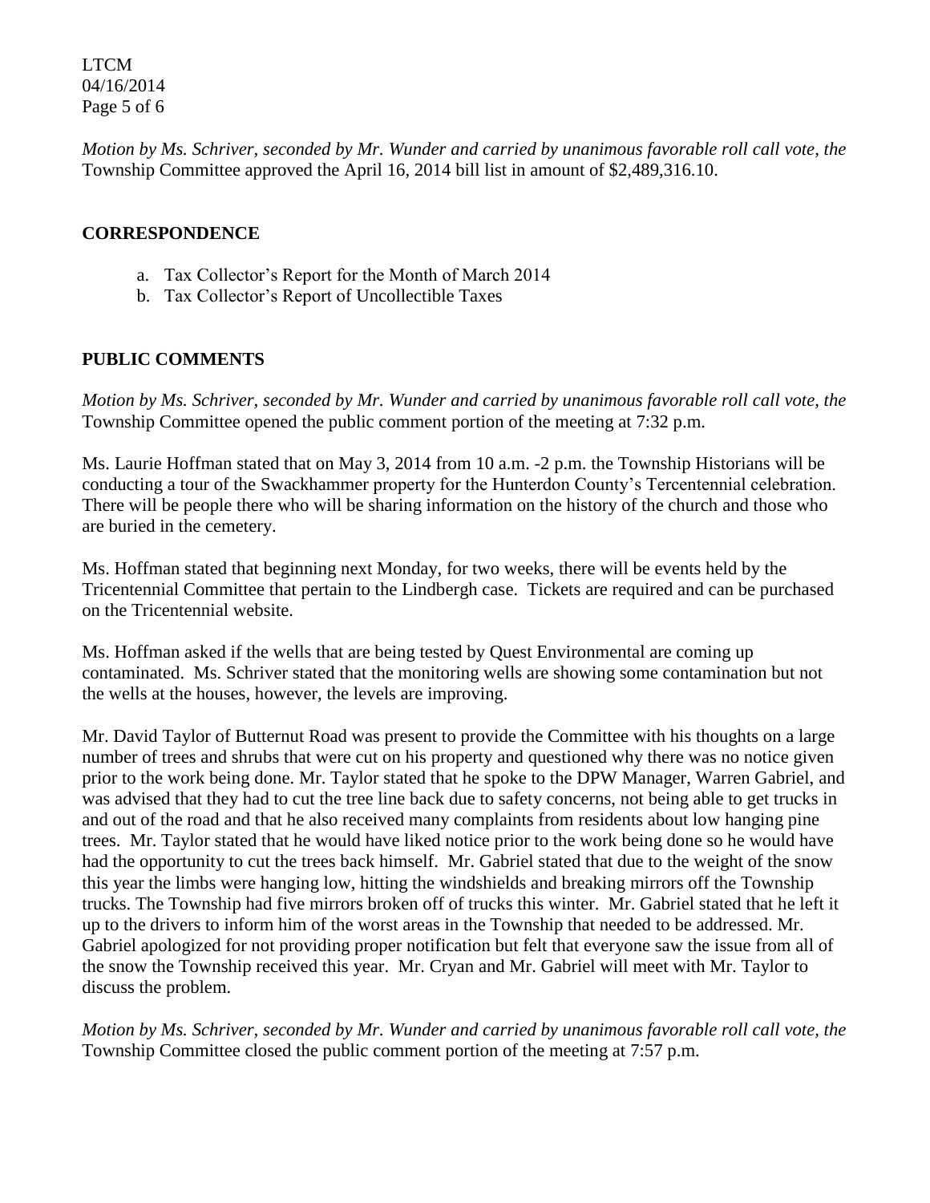*Motion by Ms. Schriver, seconded by Mr. Wunder and carried by unanimous favorable roll call vote, the* Township Committee approved the April 16, 2014 bill list in amount of $2,489,316.10.

## CORRESPONDENCE

a. Tax Collector's Report for the Month of March 2014
b. Tax Collector's Report of Uncollectible Taxes

## PUBLIC COMMENTS

*Motion by Ms. Schriver, seconded by Mr. Wunder and carried by unanimous favorable roll call vote, the* Township Committee opened the public comment portion of the meeting at 7:32 p.m.

Ms. Laurie Hoffman stated that on May 3, 2014 from 10 a.m. -2 p.m. the Township Historians will be conducting a tour of the Swackhammer property for the Hunterdon County's Tercentennial celebration. There will be people there who will be sharing information on the history of the church and those who are buried in the cemetery.

Ms. Hoffman stated that beginning next Monday, for two weeks, there will be events held by the Tricentennial Committee that pertain to the Lindbergh case. Tickets are required and can be purchased on the Tricentennial website.

Ms. Hoffman asked if the wells that are being tested by Quest Environmental are coming up contaminated. Ms. Schriver stated that the monitoring wells are showing some contamination but not the wells at the houses, however, the levels are improving.

Mr. David Taylor of Butternut Road was present to provide the Committee with his thoughts on a large number of trees and shrubs that were cut on his property and questioned why there was no notice given prior to the work being done. Mr. Taylor stated that he spoke to the DPW Manager, Warren Gabriel, and was advised that they had to cut the tree line back due to safety concerns, not being able to get trucks in and out of the road and that he also received many complaints from residents about low hanging pine trees. Mr. Taylor stated that he would have liked notice prior to the work being done so he would have had the opportunity to cut the trees back himself. Mr. Gabriel stated that due to the weight of the snow this year the limbs were hanging low, hitting the windshields and breaking mirrors off the Township trucks. The Township had five mirrors broken off of trucks this winter. Mr. Gabriel stated that he left it up to the drivers to inform him of the worst areas in the Township that needed to be addressed. Mr. Gabriel apologized for not providing proper notification but felt that everyone saw the issue from all of the snow the Township received this year. Mr. Cryan and Mr. Gabriel will meet with Mr. Taylor to discuss the problem.

*Motion by Ms. Schriver, seconded by Mr. Wunder and carried by unanimous favorable roll call vote, the* Township Committee closed the public comment portion of the meeting at 7:57 p.m.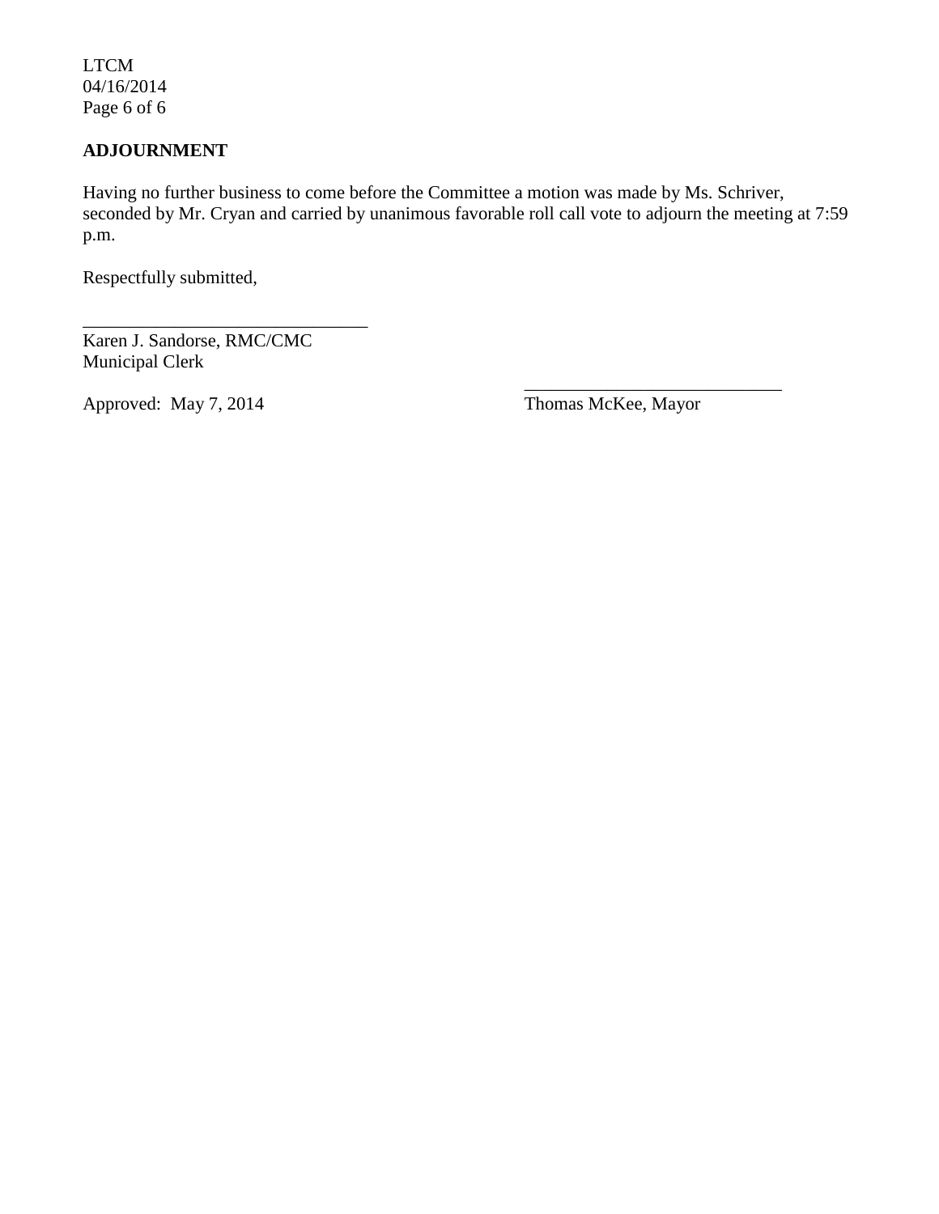## ADJOURNMENT

Having no further business to come before the Committee a motion was made by Ms. Schriver, seconded by Mr. Cryan and carried by unanimous favorable roll call vote to adjourn the meeting at 7:59 p.m.

Respectfully submitted,

______________________________
Karen J. Sandorse, RMC/CMC
Municipal Clerk

Approved: May 7, 2014

______________________________
Thomas McKee, Mayor